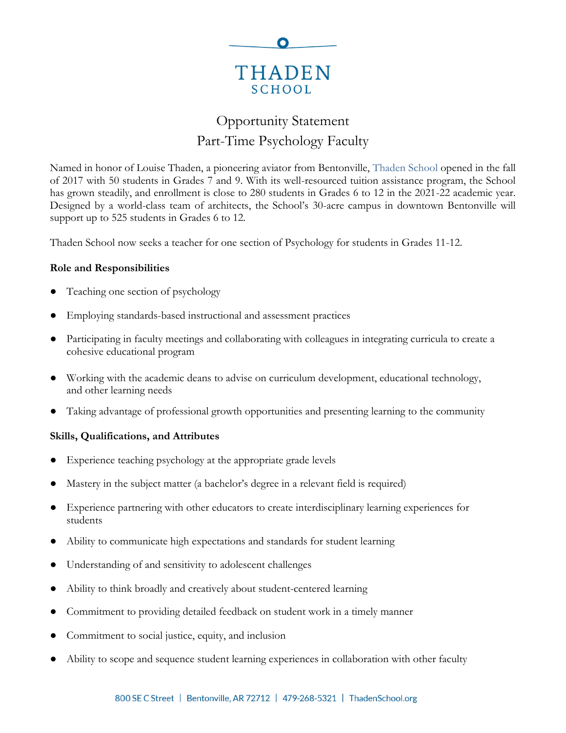THADEN
SCHOOL

# Opportunity Statement
## Part-Time Psychology Faculty

Named in honor of Louise Thaden, a pioneering aviator from Bentonville, Thaden School opened in the fall of 2017 with 50 students in Grades 7 and 9. With its well-resourced tuition assistance program, the School has grown steadily, and enrollment is close to 280 students in Grades 6 to 12 in the 2021-22 academic year. Designed by a world-class team of architects, the School's 30-acre campus in downtown Bentonville will support up to 525 students in Grades 6 to 12.

Thaden School now seeks a teacher for one section of Psychology for students in Grades 11-12.

**Role and Responsibilities**

- Teaching one section of psychology
- Employing standards-based instructional and assessment practices
- Participating in faculty meetings and collaborating with colleagues in integrating curricula to create a cohesive educational program
- Working with the academic deans to advise on curriculum development, educational technology, and other learning needs
- Taking advantage of professional growth opportunities and presenting learning to the community

**Skills, Qualifications, and Attributes**

- Experience teaching psychology at the appropriate grade levels
- Mastery in the subject matter (a bachelor's degree in a relevant field is required)
- Experience partnering with other educators to create interdisciplinary learning experiences for students
- Ability to communicate high expectations and standards for student learning
- Understanding of and sensitivity to adolescent challenges
- Ability to think broadly and creatively about student-centered learning
- Commitment to providing detailed feedback on student work in a timely manner
- Commitment to social justice, equity, and inclusion
- Ability to scope and sequence student learning experiences in collaboration with other faculty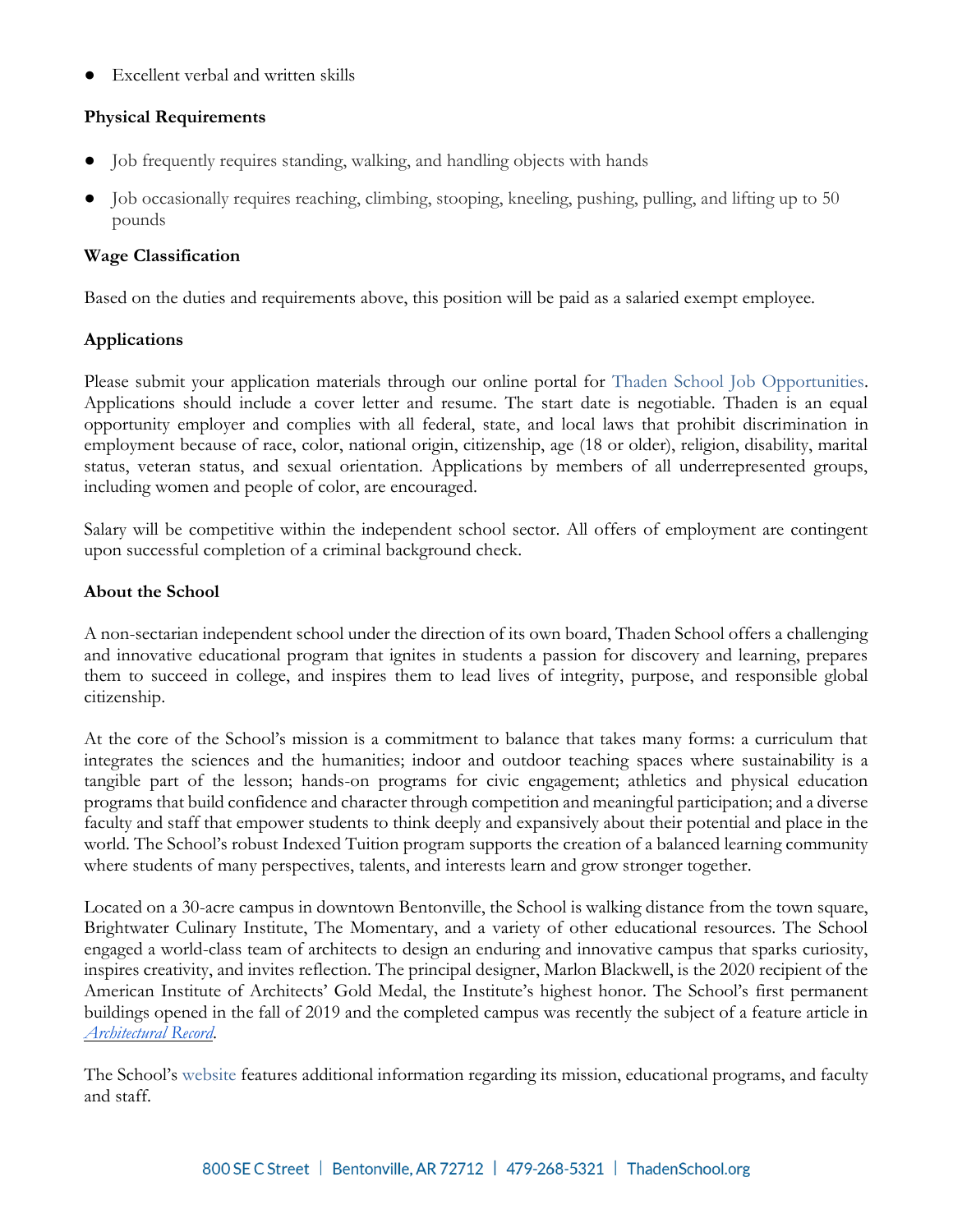- Excellent verbal and written skills

**Physical Requirements**

- Job frequently requires standing, walking, and handling objects with hands
- Job occasionally requires reaching, climbing, stooping, kneeling, pushing, pulling, and lifting up to 50 pounds

**Wage Classification**

Based on the duties and requirements above, this position will be paid as a salaried exempt employee.

**Applications**

Please submit your application materials through our online portal for Thaden School Job Opportunities. Applications should include a cover letter and resume. The start date is negotiable. Thaden is an equal opportunity employer and complies with all federal, state, and local laws that prohibit discrimination in employment because of race, color, national origin, citizenship, age (18 or older), religion, disability, marital status, veteran status, and sexual orientation. Applications by members of all underrepresented groups, including women and people of color, are encouraged.

Salary will be competitive within the independent school sector. All offers of employment are contingent upon successful completion of a criminal background check.

**About the School**

A non-sectarian independent school under the direction of its own board, Thaden School offers a challenging and innovative educational program that ignites in students a passion for discovery and learning, prepares them to succeed in college, and inspires them to lead lives of integrity, purpose, and responsible global citizenship.

At the core of the School's mission is a commitment to balance that takes many forms: a curriculum that integrates the sciences and the humanities; indoor and outdoor teaching spaces where sustainability is a tangible part of the lesson; hands-on programs for civic engagement; athletics and physical education programs that build confidence and character through competition and meaningful participation; and a diverse faculty and staff that empower students to think deeply and expansively about their potential and place in the world. The School's robust Indexed Tuition program supports the creation of a balanced learning community where students of many perspectives, talents, and interests learn and grow stronger together.

Located on a 30-acre campus in downtown Bentonville, the School is walking distance from the town square, Brightwater Culinary Institute, The Momentary, and a variety of other educational resources. The School engaged a world-class team of architects to design an enduring and innovative campus that sparks curiosity, inspires creativity, and invites reflection. The principal designer, Marlon Blackwell, is the 2020 recipient of the American Institute of Architects' Gold Medal, the Institute's highest honor. The School's first permanent buildings opened in the fall of 2019 and the completed campus was recently the subject of a feature article in *Architectural Record*.

The School's website features additional information regarding its mission, educational programs, and faculty and staff.

800 SE C Street | Bentonville, AR 72712 | 479-268-5321 | ThadenSchool.org